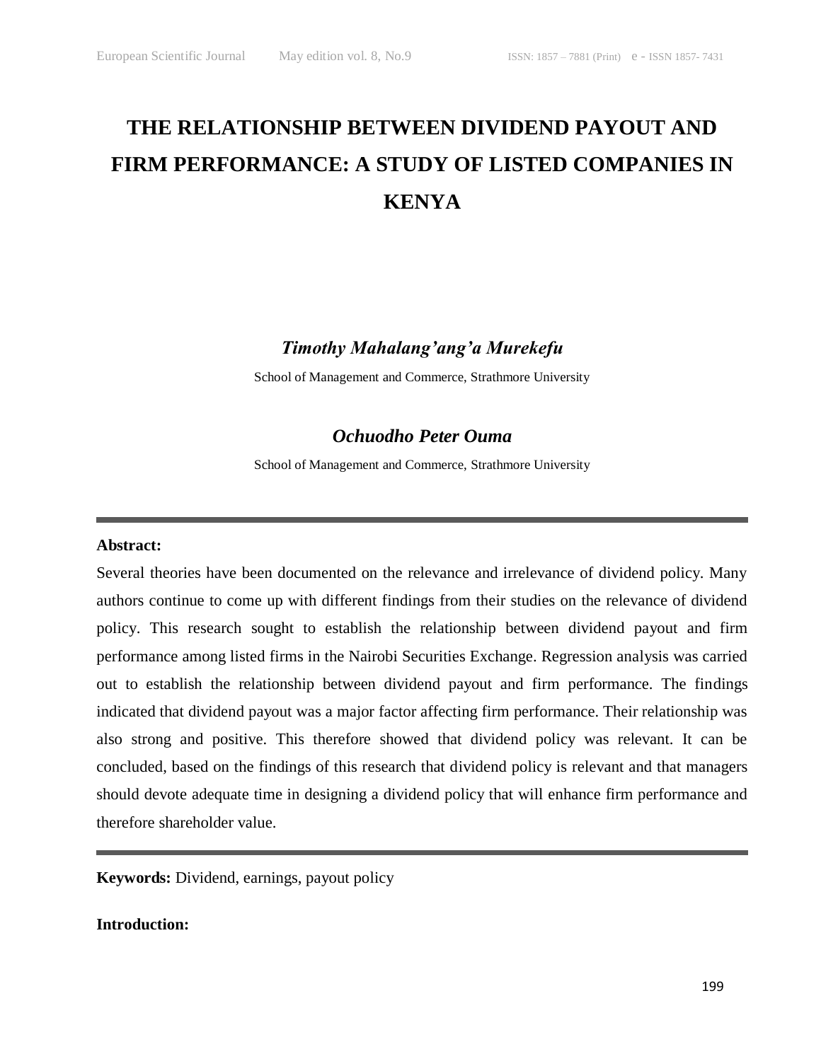# THE RELATIONSHIP BETWEEN DIVIDEND PAYOUT AND FIRM PERFORMANCE: A STUDY OF LISTED COMPANIES IN KENYA

***Timothy Mahalang'ang'a Murekefu***

School of Management and Commerce, Strathmore University

***Ochuodho Peter Ouma***

School of Management and Commerce, Strathmore University

---

**Abstract:**

Several theories have been documented on the relevance and irrelevance of dividend policy. Many authors continue to come up with different findings from their studies on the relevance of dividend policy. This research sought to establish the relationship between dividend payout and firm performance among listed firms in the Nairobi Securities Exchange. Regression analysis was carried out to establish the relationship between dividend payout and firm performance. The findings indicated that dividend payout was a major factor affecting firm performance. Their relationship was also strong and positive. This therefore showed that dividend policy was relevant. It can be concluded, based on the findings of this research that dividend policy is relevant and that managers should devote adequate time in designing a dividend policy that will enhance firm performance and therefore shareholder value.

---

**Keywords:** Dividend, earnings, payout policy

**Introduction:**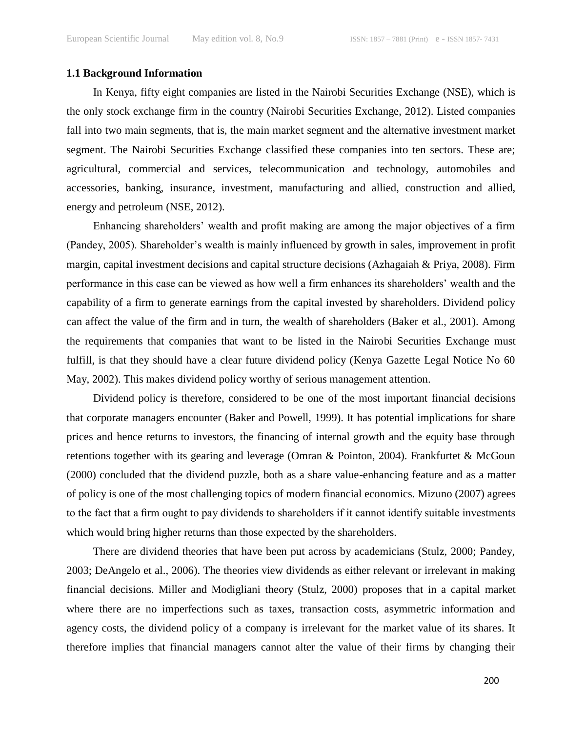### 1.1 Background Information

In Kenya, fifty eight companies are listed in the Nairobi Securities Exchange (NSE), which is the only stock exchange firm in the country (Nairobi Securities Exchange, 2012). Listed companies fall into two main segments, that is, the main market segment and the alternative investment market segment. The Nairobi Securities Exchange classified these companies into ten sectors. These are; agricultural, commercial and services, telecommunication and technology, automobiles and accessories, banking, insurance, investment, manufacturing and allied, construction and allied, energy and petroleum (NSE, 2012).

Enhancing shareholders' wealth and profit making are among the major objectives of a firm (Pandey, 2005). Shareholder's wealth is mainly influenced by growth in sales, improvement in profit margin, capital investment decisions and capital structure decisions (Azhagaiah & Priya, 2008). Firm performance in this case can be viewed as how well a firm enhances its shareholders' wealth and the capability of a firm to generate earnings from the capital invested by shareholders. Dividend policy can affect the value of the firm and in turn, the wealth of shareholders (Baker et al., 2001). Among the requirements that companies that want to be listed in the Nairobi Securities Exchange must fulfill, is that they should have a clear future dividend policy (Kenya Gazette Legal Notice No 60 May, 2002). This makes dividend policy worthy of serious management attention.

Dividend policy is therefore, considered to be one of the most important financial decisions that corporate managers encounter (Baker and Powell, 1999). It has potential implications for share prices and hence returns to investors, the financing of internal growth and the equity base through retentions together with its gearing and leverage (Omran & Pointon, 2004). Frankfurtet & McGoun (2000) concluded that the dividend puzzle, both as a share value-enhancing feature and as a matter of policy is one of the most challenging topics of modern financial economics. Mizuno (2007) agrees to the fact that a firm ought to pay dividends to shareholders if it cannot identify suitable investments which would bring higher returns than those expected by the shareholders.

There are dividend theories that have been put across by academicians (Stulz, 2000; Pandey, 2003; DeAngelo et al., 2006). The theories view dividends as either relevant or irrelevant in making financial decisions. Miller and Modigliani theory (Stulz, 2000) proposes that in a capital market where there are no imperfections such as taxes, transaction costs, asymmetric information and agency costs, the dividend policy of a company is irrelevant for the market value of its shares. It therefore implies that financial managers cannot alter the value of their firms by changing their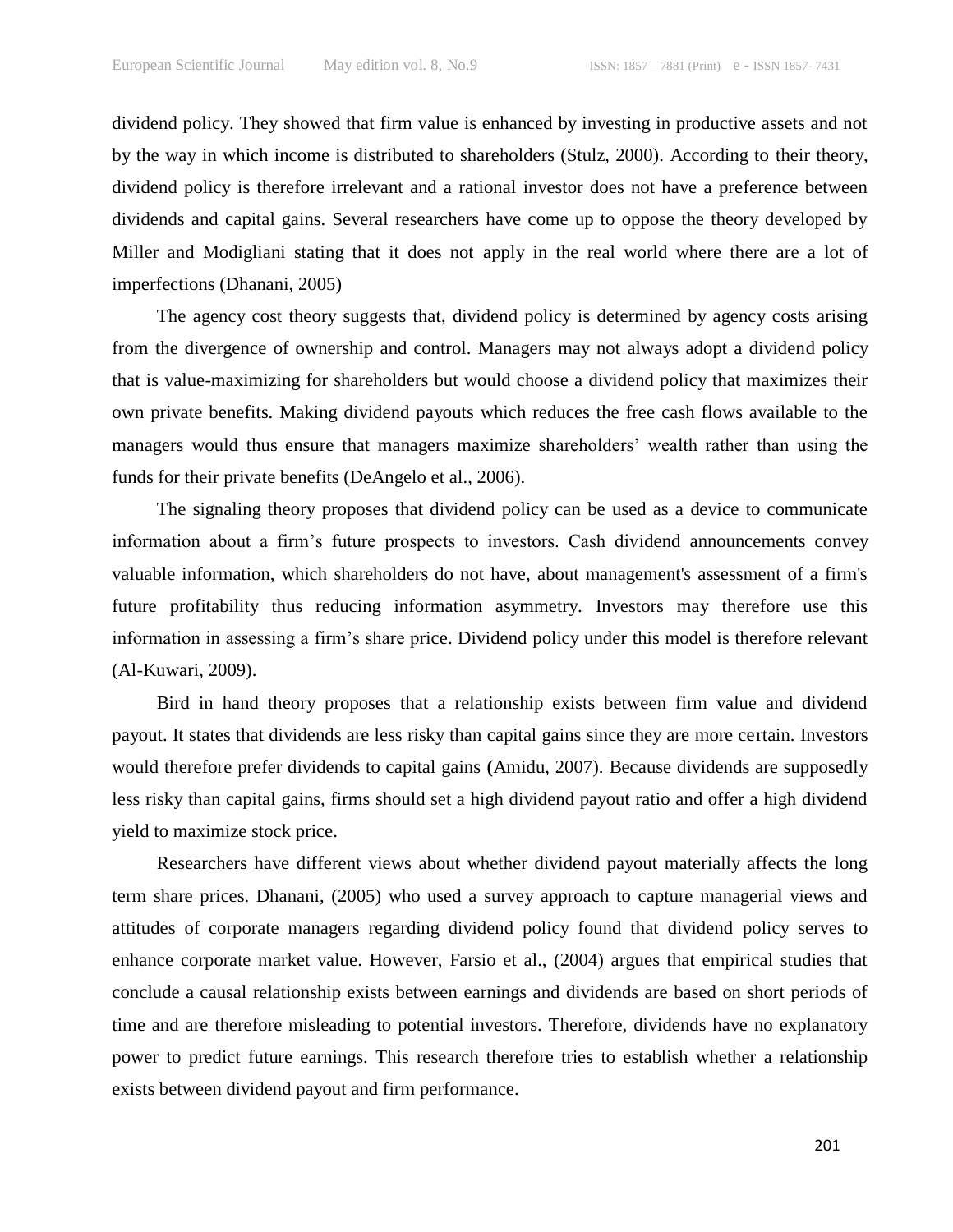dividend policy. They showed that firm value is enhanced by investing in productive assets and not by the way in which income is distributed to shareholders (Stulz, 2000). According to their theory, dividend policy is therefore irrelevant and a rational investor does not have a preference between dividends and capital gains. Several researchers have come up to oppose the theory developed by Miller and Modigliani stating that it does not apply in the real world where there are a lot of imperfections (Dhanani, 2005)

The agency cost theory suggests that, dividend policy is determined by agency costs arising from the divergence of ownership and control. Managers may not always adopt a dividend policy that is value-maximizing for shareholders but would choose a dividend policy that maximizes their own private benefits. Making dividend payouts which reduces the free cash flows available to the managers would thus ensure that managers maximize shareholders' wealth rather than using the funds for their private benefits (DeAngelo et al., 2006).

The signaling theory proposes that dividend policy can be used as a device to communicate information about a firm's future prospects to investors. Cash dividend announcements convey valuable information, which shareholders do not have, about management's assessment of a firm's future profitability thus reducing information asymmetry. Investors may therefore use this information in assessing a firm's share price. Dividend policy under this model is therefore relevant (Al-Kuwari, 2009).

Bird in hand theory proposes that a relationship exists between firm value and dividend payout. It states that dividends are less risky than capital gains since they are more certain. Investors would therefore prefer dividends to capital gains **(**Amidu, 2007). Because dividends are supposedly less risky than capital gains, firms should set a high dividend payout ratio and offer a high dividend yield to maximize stock price.

Researchers have different views about whether dividend payout materially affects the long term share prices. Dhanani, (2005) who used a survey approach to capture managerial views and attitudes of corporate managers regarding dividend policy found that dividend policy serves to enhance corporate market value. However, Farsio et al., (2004) argues that empirical studies that conclude a causal relationship exists between earnings and dividends are based on short periods of time and are therefore misleading to potential investors. Therefore, dividends have no explanatory power to predict future earnings. This research therefore tries to establish whether a relationship exists between dividend payout and firm performance.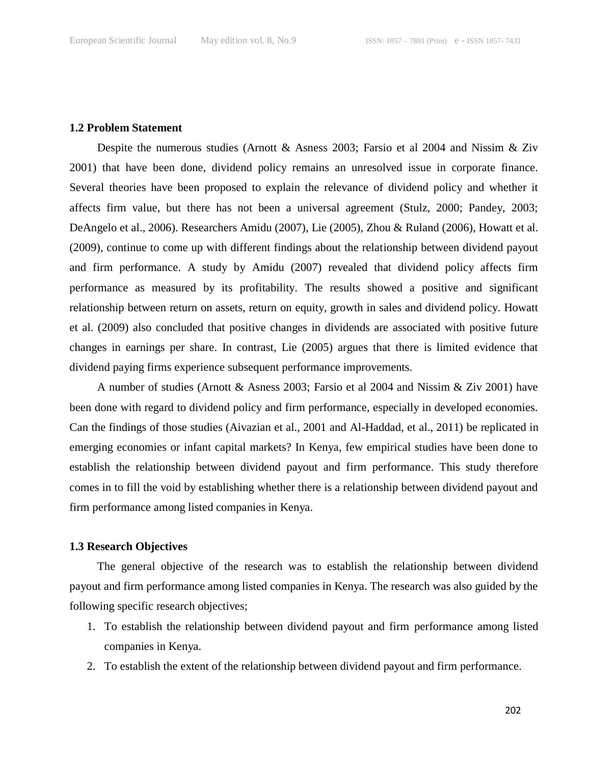### 1.2 Problem Statement

Despite the numerous studies (Arnott & Asness 2003; Farsio et al 2004 and Nissim & Ziv 2001) that have been done, dividend policy remains an unresolved issue in corporate finance. Several theories have been proposed to explain the relevance of dividend policy and whether it affects firm value, but there has not been a universal agreement (Stulz, 2000; Pandey, 2003; DeAngelo et al., 2006). Researchers Amidu (2007), Lie (2005), Zhou & Ruland (2006), Howatt et al. (2009), continue to come up with different findings about the relationship between dividend payout and firm performance. A study by Amidu (2007) revealed that dividend policy affects firm performance as measured by its profitability. The results showed a positive and significant relationship between return on assets, return on equity, growth in sales and dividend policy. Howatt et al. (2009) also concluded that positive changes in dividends are associated with positive future changes in earnings per share. In contrast, Lie (2005) argues that there is limited evidence that dividend paying firms experience subsequent performance improvements.

A number of studies (Arnott & Asness 2003; Farsio et al 2004 and Nissim & Ziv 2001) have been done with regard to dividend policy and firm performance, especially in developed economies. Can the findings of those studies (Aivazian et al., 2001 and Al-Haddad, et al., 2011) be replicated in emerging economies or infant capital markets? In Kenya, few empirical studies have been done to establish the relationship between dividend payout and firm performance. This study therefore comes in to fill the void by establishing whether there is a relationship between dividend payout and firm performance among listed companies in Kenya.

### 1.3 Research Objectives

The general objective of the research was to establish the relationship between dividend payout and firm performance among listed companies in Kenya. The research was also guided by the following specific research objectives;

1. To establish the relationship between dividend payout and firm performance among listed companies in Kenya.
2. To establish the extent of the relationship between dividend payout and firm performance.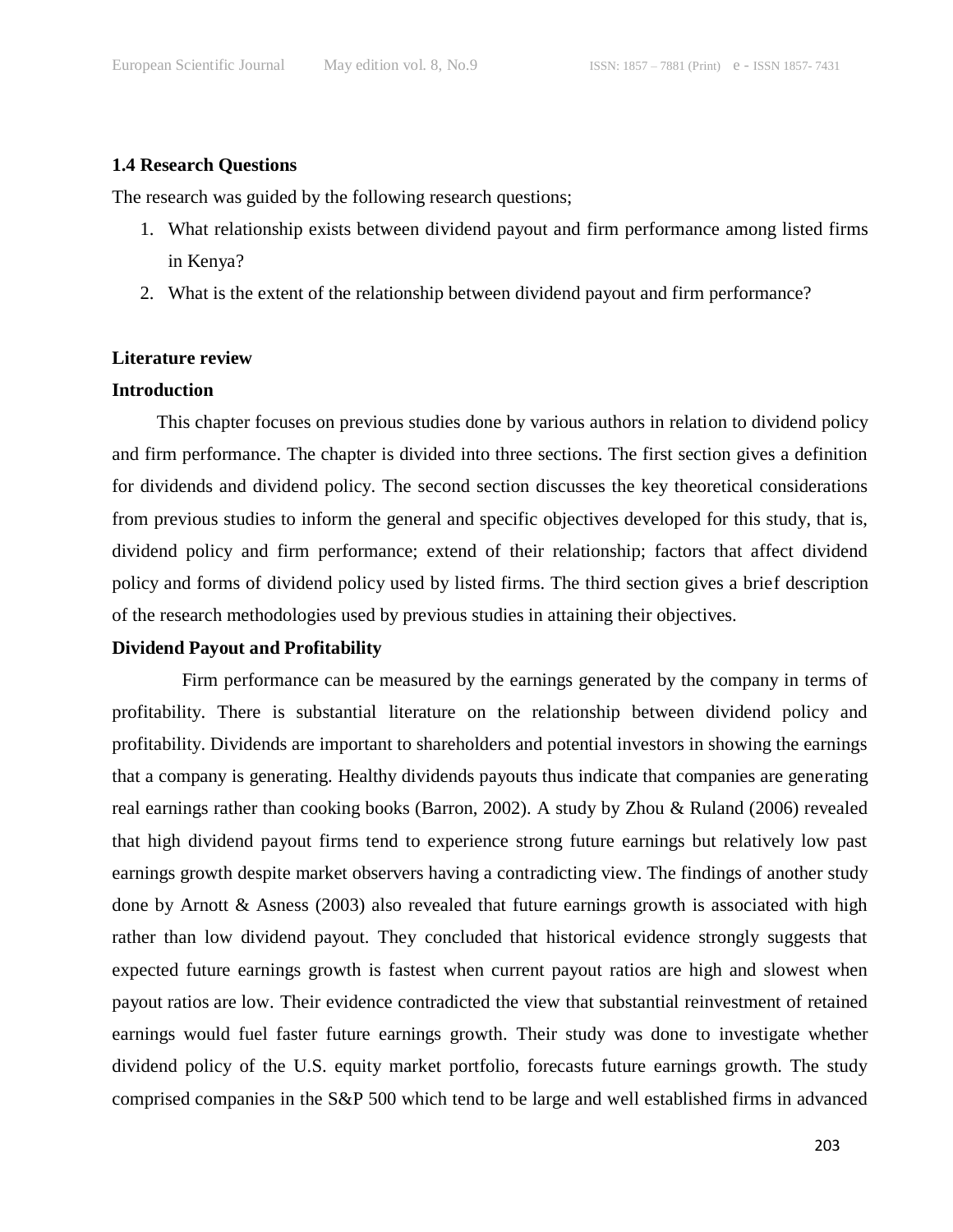### 1.4 Research Questions

The research was guided by the following research questions;

1. What relationship exists between dividend payout and firm performance among listed firms in Kenya?
2. What is the extent of the relationship between dividend payout and firm performance?

### Literature review

### Introduction

This chapter focuses on previous studies done by various authors in relation to dividend policy and firm performance. The chapter is divided into three sections. The first section gives a definition for dividends and dividend policy. The second section discusses the key theoretical considerations from previous studies to inform the general and specific objectives developed for this study, that is, dividend policy and firm performance; extend of their relationship; factors that affect dividend policy and forms of dividend policy used by listed firms. The third section gives a brief description of the research methodologies used by previous studies in attaining their objectives.

### Dividend Payout and Profitability

Firm performance can be measured by the earnings generated by the company in terms of profitability. There is substantial literature on the relationship between dividend policy and profitability. Dividends are important to shareholders and potential investors in showing the earnings that a company is generating. Healthy dividends payouts thus indicate that companies are generating real earnings rather than cooking books (Barron, 2002). A study by Zhou & Ruland (2006) revealed that high dividend payout firms tend to experience strong future earnings but relatively low past earnings growth despite market observers having a contradicting view. The findings of another study done by Arnott & Asness (2003) also revealed that future earnings growth is associated with high rather than low dividend payout. They concluded that historical evidence strongly suggests that expected future earnings growth is fastest when current payout ratios are high and slowest when payout ratios are low. Their evidence contradicted the view that substantial reinvestment of retained earnings would fuel faster future earnings growth. Their study was done to investigate whether dividend policy of the U.S. equity market portfolio, forecasts future earnings growth. The study comprised companies in the S&P 500 which tend to be large and well established firms in advanced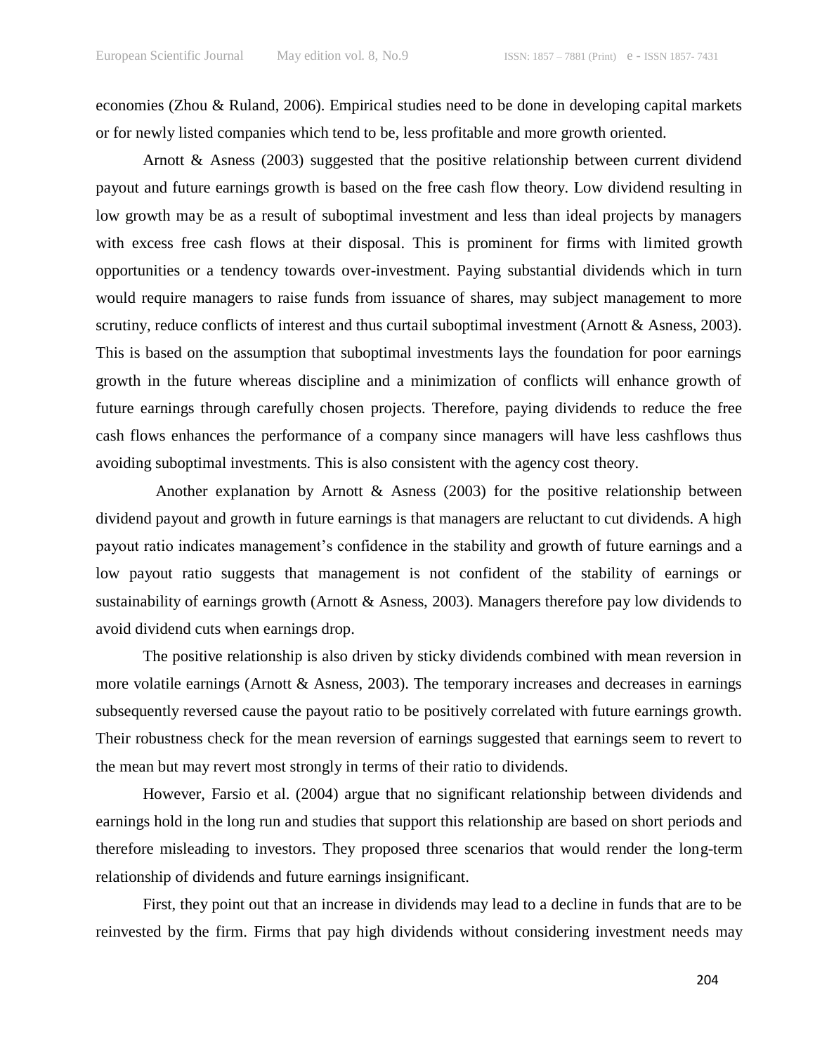economies (Zhou & Ruland, 2006). Empirical studies need to be done in developing capital markets or for newly listed companies which tend to be, less profitable and more growth oriented.

Arnott & Asness (2003) suggested that the positive relationship between current dividend payout and future earnings growth is based on the free cash flow theory. Low dividend resulting in low growth may be as a result of suboptimal investment and less than ideal projects by managers with excess free cash flows at their disposal. This is prominent for firms with limited growth opportunities or a tendency towards over-investment. Paying substantial dividends which in turn would require managers to raise funds from issuance of shares, may subject management to more scrutiny, reduce conflicts of interest and thus curtail suboptimal investment (Arnott & Asness, 2003). This is based on the assumption that suboptimal investments lays the foundation for poor earnings growth in the future whereas discipline and a minimization of conflicts will enhance growth of future earnings through carefully chosen projects. Therefore, paying dividends to reduce the free cash flows enhances the performance of a company since managers will have less cashflows thus avoiding suboptimal investments. This is also consistent with the agency cost theory.

Another explanation by Arnott & Asness (2003) for the positive relationship between dividend payout and growth in future earnings is that managers are reluctant to cut dividends. A high payout ratio indicates management's confidence in the stability and growth of future earnings and a low payout ratio suggests that management is not confident of the stability of earnings or sustainability of earnings growth (Arnott & Asness, 2003). Managers therefore pay low dividends to avoid dividend cuts when earnings drop.

The positive relationship is also driven by sticky dividends combined with mean reversion in more volatile earnings (Arnott & Asness, 2003). The temporary increases and decreases in earnings subsequently reversed cause the payout ratio to be positively correlated with future earnings growth. Their robustness check for the mean reversion of earnings suggested that earnings seem to revert to the mean but may revert most strongly in terms of their ratio to dividends.

However, Farsio et al. (2004) argue that no significant relationship between dividends and earnings hold in the long run and studies that support this relationship are based on short periods and therefore misleading to investors. They proposed three scenarios that would render the long-term relationship of dividends and future earnings insignificant.

First, they point out that an increase in dividends may lead to a decline in funds that are to be reinvested by the firm. Firms that pay high dividends without considering investment needs may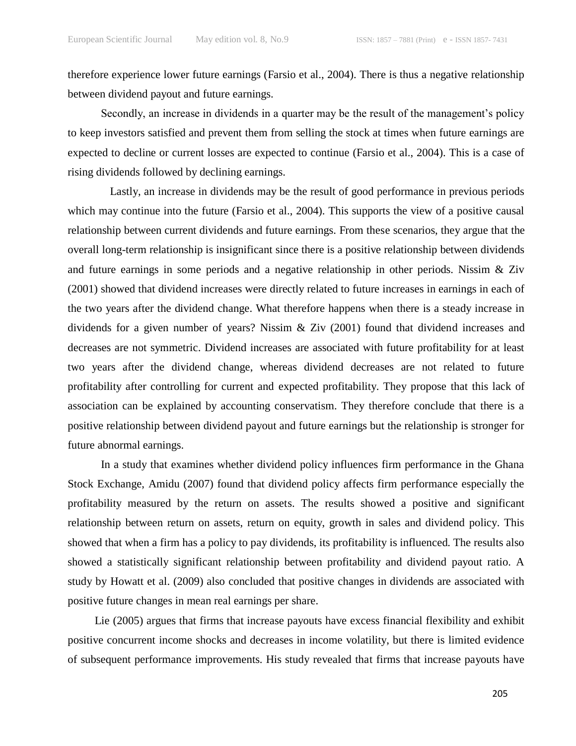therefore experience lower future earnings (Farsio et al., 2004). There is thus a negative relationship between dividend payout and future earnings.

Secondly, an increase in dividends in a quarter may be the result of the management's policy to keep investors satisfied and prevent them from selling the stock at times when future earnings are expected to decline or current losses are expected to continue (Farsio et al., 2004). This is a case of rising dividends followed by declining earnings.

Lastly, an increase in dividends may be the result of good performance in previous periods which may continue into the future (Farsio et al., 2004). This supports the view of a positive causal relationship between current dividends and future earnings. From these scenarios, they argue that the overall long-term relationship is insignificant since there is a positive relationship between dividends and future earnings in some periods and a negative relationship in other periods. Nissim & Ziv (2001) showed that dividend increases were directly related to future increases in earnings in each of the two years after the dividend change. What therefore happens when there is a steady increase in dividends for a given number of years? Nissim & Ziv (2001) found that dividend increases and decreases are not symmetric. Dividend increases are associated with future profitability for at least two years after the dividend change, whereas dividend decreases are not related to future profitability after controlling for current and expected profitability. They propose that this lack of association can be explained by accounting conservatism. They therefore conclude that there is a positive relationship between dividend payout and future earnings but the relationship is stronger for future abnormal earnings.

In a study that examines whether dividend policy influences firm performance in the Ghana Stock Exchange, Amidu (2007) found that dividend policy affects firm performance especially the profitability measured by the return on assets. The results showed a positive and significant relationship between return on assets, return on equity, growth in sales and dividend policy. This showed that when a firm has a policy to pay dividends, its profitability is influenced. The results also showed a statistically significant relationship between profitability and dividend payout ratio. A study by Howatt et al. (2009) also concluded that positive changes in dividends are associated with positive future changes in mean real earnings per share.

Lie (2005) argues that firms that increase payouts have excess financial flexibility and exhibit positive concurrent income shocks and decreases in income volatility, but there is limited evidence of subsequent performance improvements. His study revealed that firms that increase payouts have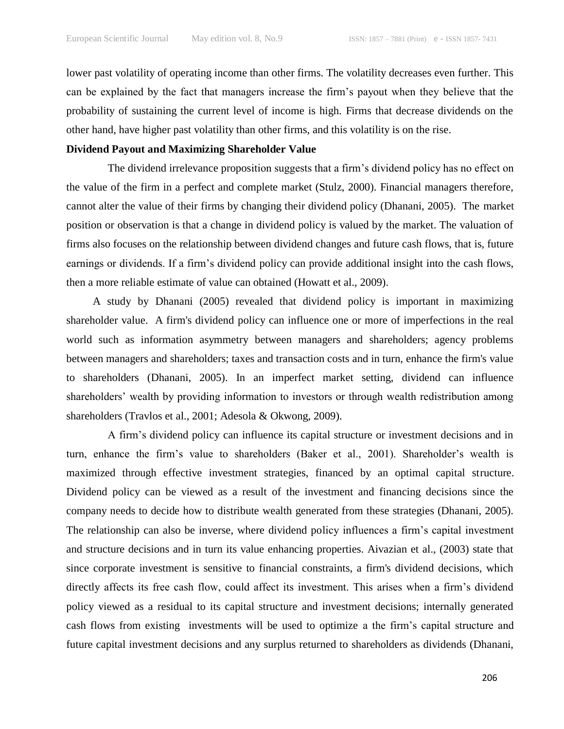lower past volatility of operating income than other firms. The volatility decreases even further. This can be explained by the fact that managers increase the firm's payout when they believe that the probability of sustaining the current level of income is high. Firms that decrease dividends on the other hand, have higher past volatility than other firms, and this volatility is on the rise.

**Dividend Payout and Maximizing Shareholder Value**

The dividend irrelevance proposition suggests that a firm's dividend policy has no effect on the value of the firm in a perfect and complete market (Stulz, 2000). Financial managers therefore, cannot alter the value of their firms by changing their dividend policy (Dhanani, 2005). The market position or observation is that a change in dividend policy is valued by the market. The valuation of firms also focuses on the relationship between dividend changes and future cash flows, that is, future earnings or dividends. If a firm's dividend policy can provide additional insight into the cash flows, then a more reliable estimate of value can obtained (Howatt et al., 2009).

A study by Dhanani (2005) revealed that dividend policy is important in maximizing shareholder value. A firm's dividend policy can influence one or more of imperfections in the real world such as information asymmetry between managers and shareholders; agency problems between managers and shareholders; taxes and transaction costs and in turn, enhance the firm's value to shareholders (Dhanani, 2005). In an imperfect market setting, dividend can influence shareholders' wealth by providing information to investors or through wealth redistribution among shareholders (Travlos et al., 2001; Adesola & Okwong, 2009).

A firm's dividend policy can influence its capital structure or investment decisions and in turn, enhance the firm's value to shareholders (Baker et al., 2001). Shareholder's wealth is maximized through effective investment strategies, financed by an optimal capital structure. Dividend policy can be viewed as a result of the investment and financing decisions since the company needs to decide how to distribute wealth generated from these strategies (Dhanani, 2005). The relationship can also be inverse, where dividend policy influences a firm's capital investment and structure decisions and in turn its value enhancing properties. Aivazian et al., (2003) state that since corporate investment is sensitive to financial constraints, a firm's dividend decisions, which directly affects its free cash flow, could affect its investment. This arises when a firm's dividend policy viewed as a residual to its capital structure and investment decisions; internally generated cash flows from existing investments will be used to optimize a the firm's capital structure and future capital investment decisions and any surplus returned to shareholders as dividends (Dhanani,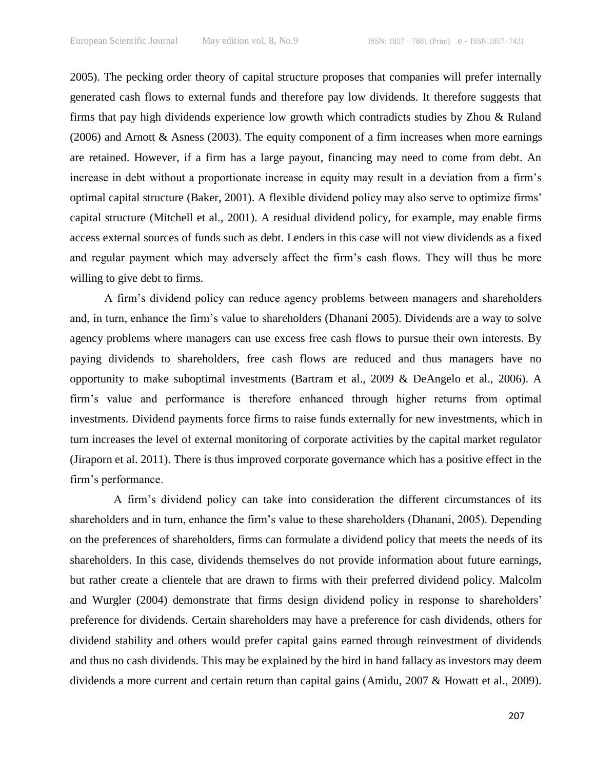2005). The pecking order theory of capital structure proposes that companies will prefer internally generated cash flows to external funds and therefore pay low dividends. It therefore suggests that firms that pay high dividends experience low growth which contradicts studies by Zhou & Ruland (2006) and Arnott & Asness (2003). The equity component of a firm increases when more earnings are retained. However, if a firm has a large payout, financing may need to come from debt. An increase in debt without a proportionate increase in equity may result in a deviation from a firm's optimal capital structure (Baker, 2001). A flexible dividend policy may also serve to optimize firms' capital structure (Mitchell et al., 2001). A residual dividend policy, for example, may enable firms access external sources of funds such as debt. Lenders in this case will not view dividends as a fixed and regular payment which may adversely affect the firm's cash flows. They will thus be more willing to give debt to firms.

A firm's dividend policy can reduce agency problems between managers and shareholders and, in turn, enhance the firm's value to shareholders (Dhanani 2005). Dividends are a way to solve agency problems where managers can use excess free cash flows to pursue their own interests. By paying dividends to shareholders, free cash flows are reduced and thus managers have no opportunity to make suboptimal investments (Bartram et al., 2009 & DeAngelo et al., 2006). A firm's value and performance is therefore enhanced through higher returns from optimal investments. Dividend payments force firms to raise funds externally for new investments, which in turn increases the level of external monitoring of corporate activities by the capital market regulator (Jiraporn et al. 2011). There is thus improved corporate governance which has a positive effect in the firm's performance.

A firm's dividend policy can take into consideration the different circumstances of its shareholders and in turn, enhance the firm's value to these shareholders (Dhanani, 2005). Depending on the preferences of shareholders, firms can formulate a dividend policy that meets the needs of its shareholders. In this case, dividends themselves do not provide information about future earnings, but rather create a clientele that are drawn to firms with their preferred dividend policy. Malcolm and Wurgler (2004) demonstrate that firms design dividend policy in response to shareholders' preference for dividends. Certain shareholders may have a preference for cash dividends, others for dividend stability and others would prefer capital gains earned through reinvestment of dividends and thus no cash dividends. This may be explained by the bird in hand fallacy as investors may deem dividends a more current and certain return than capital gains (Amidu, 2007 & Howatt et al., 2009).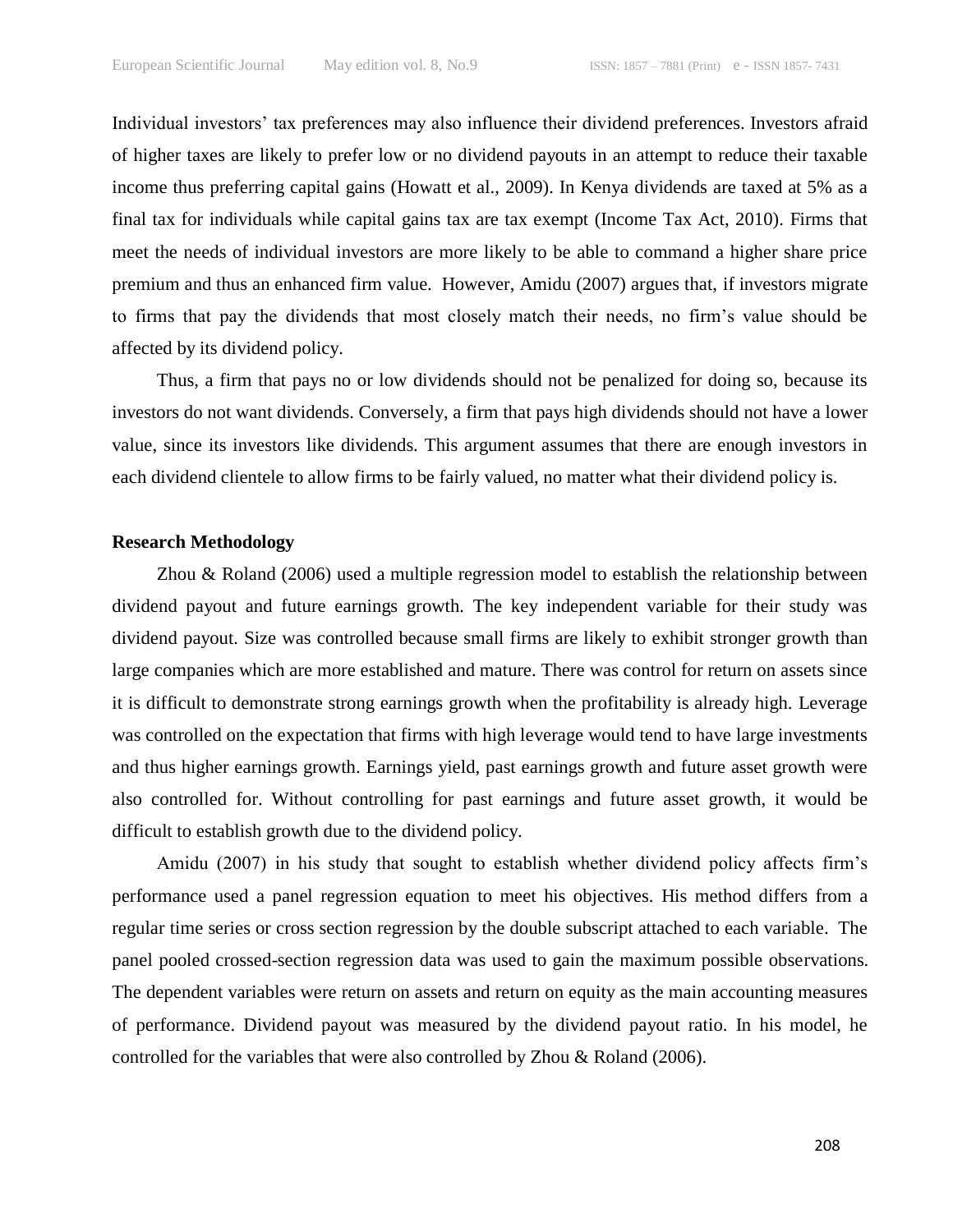Individual investors' tax preferences may also influence their dividend preferences. Investors afraid of higher taxes are likely to prefer low or no dividend payouts in an attempt to reduce their taxable income thus preferring capital gains (Howatt et al., 2009). In Kenya dividends are taxed at 5% as a final tax for individuals while capital gains tax are tax exempt (Income Tax Act, 2010). Firms that meet the needs of individual investors are more likely to be able to command a higher share price premium and thus an enhanced firm value. However, Amidu (2007) argues that, if investors migrate to firms that pay the dividends that most closely match their needs, no firm's value should be affected by its dividend policy.

Thus, a firm that pays no or low dividends should not be penalized for doing so, because its investors do not want dividends. Conversely, a firm that pays high dividends should not have a lower value, since its investors like dividends. This argument assumes that there are enough investors in each dividend clientele to allow firms to be fairly valued, no matter what their dividend policy is.

**Research Methodology**

Zhou & Roland (2006) used a multiple regression model to establish the relationship between dividend payout and future earnings growth. The key independent variable for their study was dividend payout. Size was controlled because small firms are likely to exhibit stronger growth than large companies which are more established and mature. There was control for return on assets since it is difficult to demonstrate strong earnings growth when the profitability is already high. Leverage was controlled on the expectation that firms with high leverage would tend to have large investments and thus higher earnings growth. Earnings yield, past earnings growth and future asset growth were also controlled for. Without controlling for past earnings and future asset growth, it would be difficult to establish growth due to the dividend policy.

Amidu (2007) in his study that sought to establish whether dividend policy affects firm's performance used a panel regression equation to meet his objectives. His method differs from a regular time series or cross section regression by the double subscript attached to each variable. The panel pooled crossed-section regression data was used to gain the maximum possible observations. The dependent variables were return on assets and return on equity as the main accounting measures of performance. Dividend payout was measured by the dividend payout ratio. In his model, he controlled for the variables that were also controlled by Zhou & Roland (2006).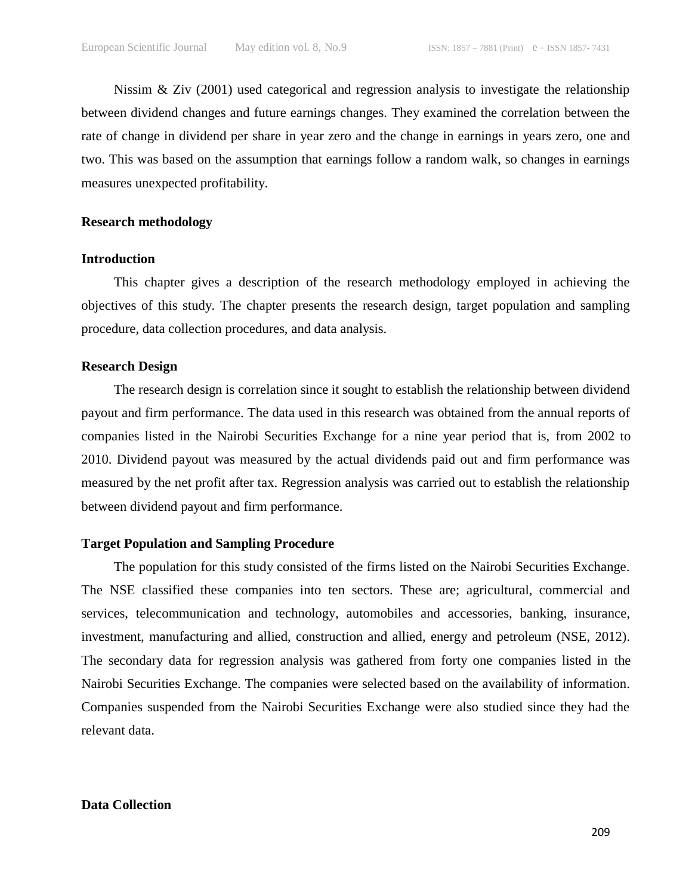Nissim & Ziv (2001) used categorical and regression analysis to investigate the relationship between dividend changes and future earnings changes. They examined the correlation between the rate of change in dividend per share in year zero and the change in earnings in years zero, one and two. This was based on the assumption that earnings follow a random walk, so changes in earnings measures unexpected profitability.

## Research methodology

### Introduction

This chapter gives a description of the research methodology employed in achieving the objectives of this study. The chapter presents the research design, target population and sampling procedure, data collection procedures, and data analysis.

### Research Design

The research design is correlation since it sought to establish the relationship between dividend payout and firm performance. The data used in this research was obtained from the annual reports of companies listed in the Nairobi Securities Exchange for a nine year period that is, from 2002 to 2010. Dividend payout was measured by the actual dividends paid out and firm performance was measured by the net profit after tax. Regression analysis was carried out to establish the relationship between dividend payout and firm performance.

### Target Population and Sampling Procedure

The population for this study consisted of the firms listed on the Nairobi Securities Exchange. The NSE classified these companies into ten sectors. These are; agricultural, commercial and services, telecommunication and technology, automobiles and accessories, banking, insurance, investment, manufacturing and allied, construction and allied, energy and petroleum (NSE, 2012). The secondary data for regression analysis was gathered from forty one companies listed in the Nairobi Securities Exchange. The companies were selected based on the availability of information. Companies suspended from the Nairobi Securities Exchange were also studied since they had the relevant data.

### Data Collection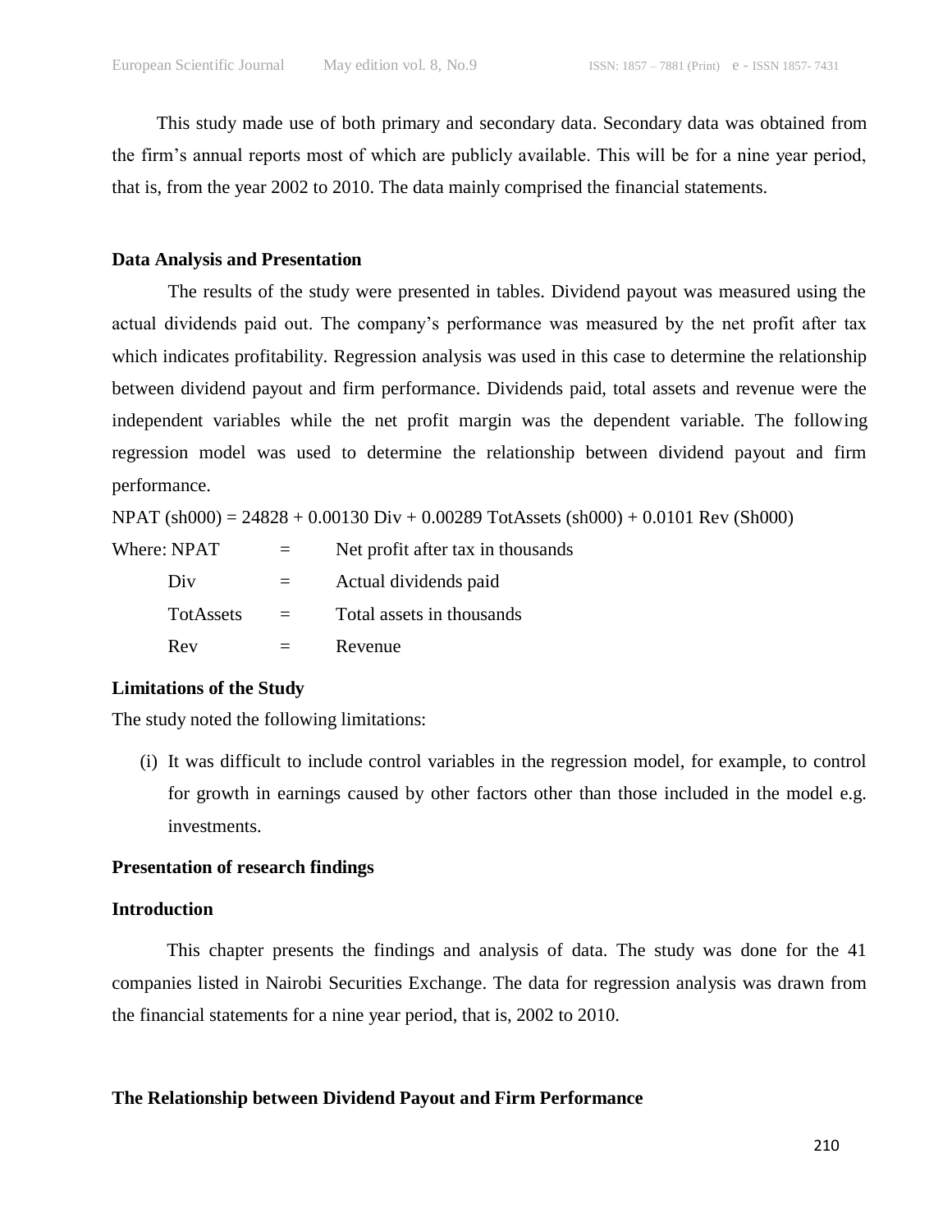This study made use of both primary and secondary data. Secondary data was obtained from the firm's annual reports most of which are publicly available. This will be for a nine year period, that is, from the year 2002 to 2010. The data mainly comprised the financial statements.

## Data Analysis and Presentation

The results of the study were presented in tables. Dividend payout was measured using the actual dividends paid out. The company's performance was measured by the net profit after tax which indicates profitability. Regression analysis was used in this case to determine the relationship between dividend payout and firm performance. Dividends paid, total assets and revenue were the independent variables while the net profit margin was the dependent variable. The following regression model was used to determine the relationship between dividend payout and firm performance.

$$NPAT\ (sh000) = 24828 + 0.00130\ Div + 0.00289\ TotAssets\ (sh000) + 0.0101\ Rev\ (Sh000)$$

Where: NPAT = Net profit after tax in thousands

Div = Actual dividends paid

TotAssets = Total assets in thousands

Rev = Revenue

## Limitations of the Study

The study noted the following limitations:

(i) It was difficult to include control variables in the regression model, for example, to control for growth in earnings caused by other factors other than those included in the model e.g. investments.

## Presentation of research findings

## Introduction

This chapter presents the findings and analysis of data. The study was done for the 41 companies listed in Nairobi Securities Exchange. The data for regression analysis was drawn from the financial statements for a nine year period, that is, 2002 to 2010.

## The Relationship between Dividend Payout and Firm Performance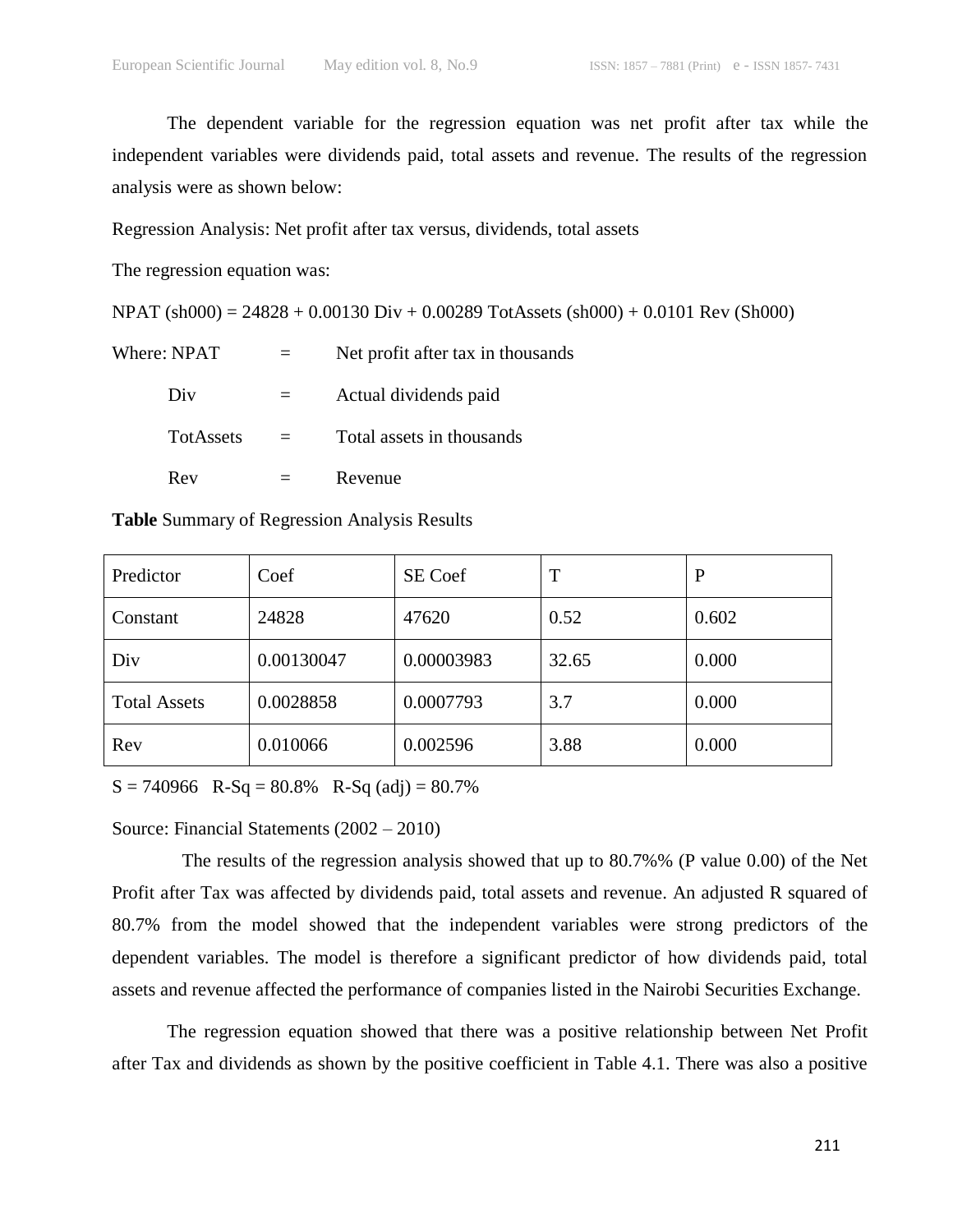The dependent variable for the regression equation was net profit after tax while the independent variables were dividends paid, total assets and revenue. The results of the regression analysis were as shown below:

Regression Analysis: Net profit after tax versus, dividends, total assets

The regression equation was:

NPAT (sh000) = 24828 + 0.00130 Div + 0.00289 TotAssets (sh000) + 0.0101 Rev (Sh000)

Where: NPAT = Net profit after tax in thousands

Div = Actual dividends paid

TotAssets = Total assets in thousands

Rev = Revenue

**Table** Summary of Regression Analysis Results

| Predictor | Coef | SE Coef | T | P |
|---|---|---|---|---|
| Constant | 24828 | 47620 | 0.52 | 0.602 |
| Div | 0.00130047 | 0.00003983 | 32.65 | 0.000 |
| Total Assets | 0.0028858 | 0.0007793 | 3.7 | 0.000 |
| Rev | 0.010066 | 0.002596 | 3.88 | 0.000 |

S = 740966 R-Sq = 80.8% R-Sq (adj) = 80.7%

Source: Financial Statements (2002 – 2010)

The results of the regression analysis showed that up to 80.7%% (P value 0.00) of the Net Profit after Tax was affected by dividends paid, total assets and revenue. An adjusted R squared of 80.7% from the model showed that the independent variables were strong predictors of the dependent variables. The model is therefore a significant predictor of how dividends paid, total assets and revenue affected the performance of companies listed in the Nairobi Securities Exchange.

The regression equation showed that there was a positive relationship between Net Profit after Tax and dividends as shown by the positive coefficient in Table 4.1. There was also a positive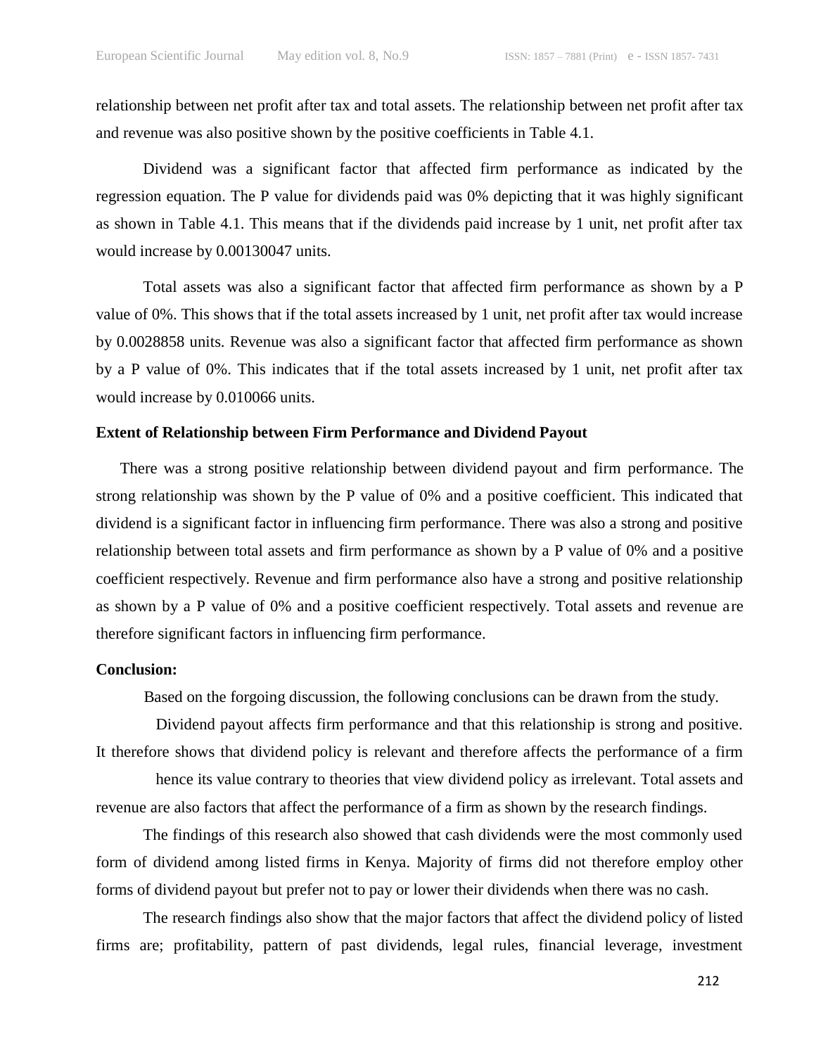relationship between net profit after tax and total assets. The relationship between net profit after tax and revenue was also positive shown by the positive coefficients in Table 4.1.

Dividend was a significant factor that affected firm performance as indicated by the regression equation. The P value for dividends paid was 0% depicting that it was highly significant as shown in Table 4.1. This means that if the dividends paid increase by 1 unit, net profit after tax would increase by 0.00130047 units.

Total assets was also a significant factor that affected firm performance as shown by a P value of 0%. This shows that if the total assets increased by 1 unit, net profit after tax would increase by 0.0028858 units. Revenue was also a significant factor that affected firm performance as shown by a P value of 0%. This indicates that if the total assets increased by 1 unit, net profit after tax would increase by 0.010066 units.

**Extent of Relationship between Firm Performance and Dividend Payout**

There was a strong positive relationship between dividend payout and firm performance. The strong relationship was shown by the P value of 0% and a positive coefficient. This indicated that dividend is a significant factor in influencing firm performance. There was also a strong and positive relationship between total assets and firm performance as shown by a P value of 0% and a positive coefficient respectively. Revenue and firm performance also have a strong and positive relationship as shown by a P value of 0% and a positive coefficient respectively. Total assets and revenue are therefore significant factors in influencing firm performance.

**Conclusion:**

Based on the forgoing discussion, the following conclusions can be drawn from the study.

Dividend payout affects firm performance and that this relationship is strong and positive. It therefore shows that dividend policy is relevant and therefore affects the performance of a firm hence its value contrary to theories that view dividend policy as irrelevant. Total assets and revenue are also factors that affect the performance of a firm as shown by the research findings.

The findings of this research also showed that cash dividends were the most commonly used form of dividend among listed firms in Kenya. Majority of firms did not therefore employ other forms of dividend payout but prefer not to pay or lower their dividends when there was no cash.

The research findings also show that the major factors that affect the dividend policy of listed firms are; profitability, pattern of past dividends, legal rules, financial leverage, investment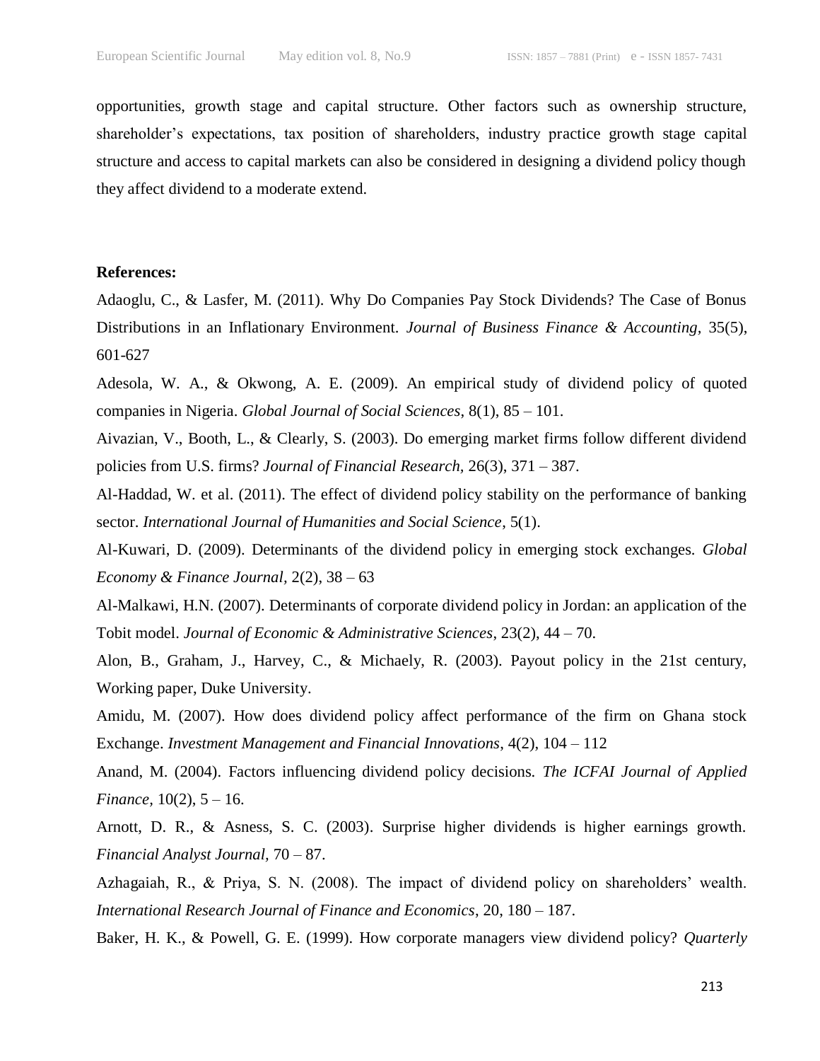opportunities, growth stage and capital structure. Other factors such as ownership structure, shareholder's expectations, tax position of shareholders, industry practice growth stage capital structure and access to capital markets can also be considered in designing a dividend policy though they affect dividend to a moderate extend.

**References:**

Adaoglu, C., & Lasfer, M. (2011). Why Do Companies Pay Stock Dividends? The Case of Bonus Distributions in an Inflationary Environment. *Journal of Business Finance & Accounting*, 35(5), 601-627

Adesola, W. A., & Okwong, A. E. (2009). An empirical study of dividend policy of quoted companies in Nigeria. *Global Journal of Social Sciences*, 8(1), 85 – 101.

Aivazian, V., Booth, L., & Clearly, S. (2003). Do emerging market firms follow different dividend policies from U.S. firms? *Journal of Financial Research*, 26(3), 371 – 387.

Al-Haddad, W. et al. (2011). The effect of dividend policy stability on the performance of banking sector. *International Journal of Humanities and Social Science*, 5(1).

Al-Kuwari, D. (2009). Determinants of the dividend policy in emerging stock exchanges. *Global Economy & Finance Journal*, 2(2), 38 – 63

Al-Malkawi, H.N. (2007). Determinants of corporate dividend policy in Jordan: an application of the Tobit model. *Journal of Economic & Administrative Sciences*, 23(2), 44 – 70.

Alon, B., Graham, J., Harvey, C., & Michaely, R. (2003). Payout policy in the 21st century, Working paper, Duke University.

Amidu, M. (2007). How does dividend policy affect performance of the firm on Ghana stock Exchange. *Investment Management and Financial Innovations*, 4(2), 104 – 112

Anand, M. (2004). Factors influencing dividend policy decisions. *The ICFAI Journal of Applied Finance*, 10(2), 5 – 16.

Arnott, D. R., & Asness, S. C. (2003). Surprise higher dividends is higher earnings growth. *Financial Analyst Journal*, 70 – 87.

Azhagaiah, R., & Priya, S. N. (2008). The impact of dividend policy on shareholders' wealth. *International Research Journal of Finance and Economics*, 20, 180 – 187.

Baker, H. K., & Powell, G. E. (1999). How corporate managers view dividend policy? *Quarterly*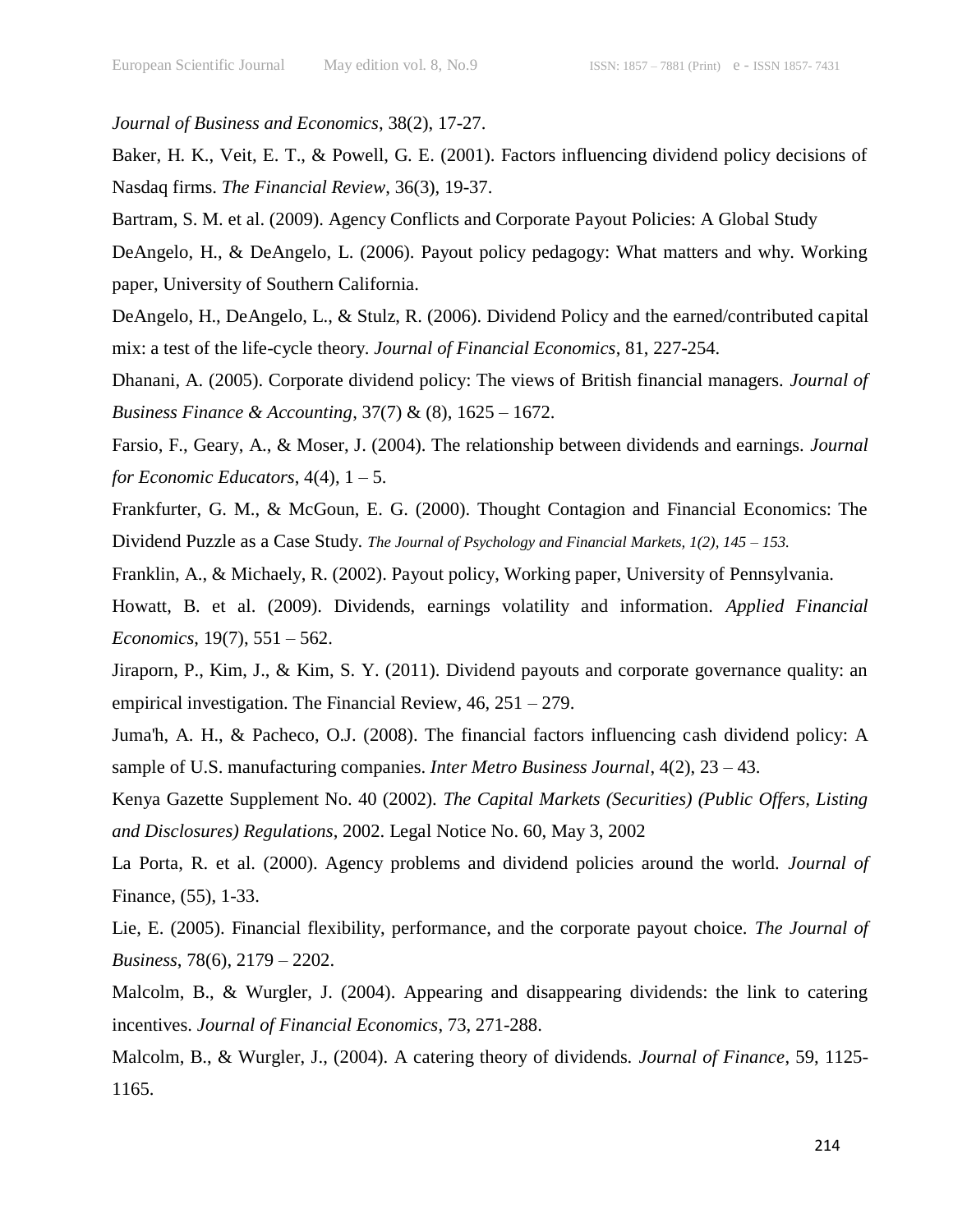*Journal of Business and Economics*, 38(2), 17-27.

Baker, H. K., Veit, E. T., & Powell, G. E. (2001). Factors influencing dividend policy decisions of Nasdaq firms. *The Financial Review*, 36(3), 19-37.

Bartram, S. M. et al. (2009). Agency Conflicts and Corporate Payout Policies: A Global Study

DeAngelo, H., & DeAngelo, L. (2006). Payout policy pedagogy: What matters and why. Working paper, University of Southern California.

DeAngelo, H., DeAngelo, L., & Stulz, R. (2006). Dividend Policy and the earned/contributed capital mix: a test of the life-cycle theory. *Journal of Financial Economics*, 81, 227-254.

Dhanani, A. (2005). Corporate dividend policy: The views of British financial managers. *Journal of Business Finance & Accounting*, 37(7) & (8), 1625 – 1672.

Farsio, F., Geary, A., & Moser, J. (2004). The relationship between dividends and earnings. *Journal for Economic Educators*, 4(4), 1 – 5.

Frankfurter, G. M., & McGoun, E. G. (2000). Thought Contagion and Financial Economics: The Dividend Puzzle as a Case Study. *The Journal of Psychology and Financial Markets, 1(2), 145 – 153.*

Franklin, A., & Michaely, R. (2002). Payout policy, Working paper, University of Pennsylvania.

Howatt, B. et al. (2009). Dividends, earnings volatility and information. *Applied Financial Economics*, 19(7), 551 – 562.

Jiraporn, P., Kim, J., & Kim, S. Y. (2011). Dividend payouts and corporate governance quality: an empirical investigation. The Financial Review, 46, 251 – 279.

Juma'h, A. H., & Pacheco, O.J. (2008). The financial factors influencing cash dividend policy: A sample of U.S. manufacturing companies. *Inter Metro Business Journal*, 4(2), 23 – 43.

Kenya Gazette Supplement No. 40 (2002). *The Capital Markets (Securities) (Public Offers, Listing and Disclosures) Regulations*, 2002. Legal Notice No. 60, May 3, 2002

La Porta, R. et al. (2000). Agency problems and dividend policies around the world. *Journal of* Finance, (55), 1-33.

Lie, E. (2005). Financial flexibility, performance, and the corporate payout choice. *The Journal of Business*, 78(6), 2179 – 2202.

Malcolm, B., & Wurgler, J. (2004). Appearing and disappearing dividends: the link to catering incentives. *Journal of Financial Economics*, 73, 271-288.

Malcolm, B., & Wurgler, J., (2004). A catering theory of dividends. *Journal of Finance*, 59, 1125-1165.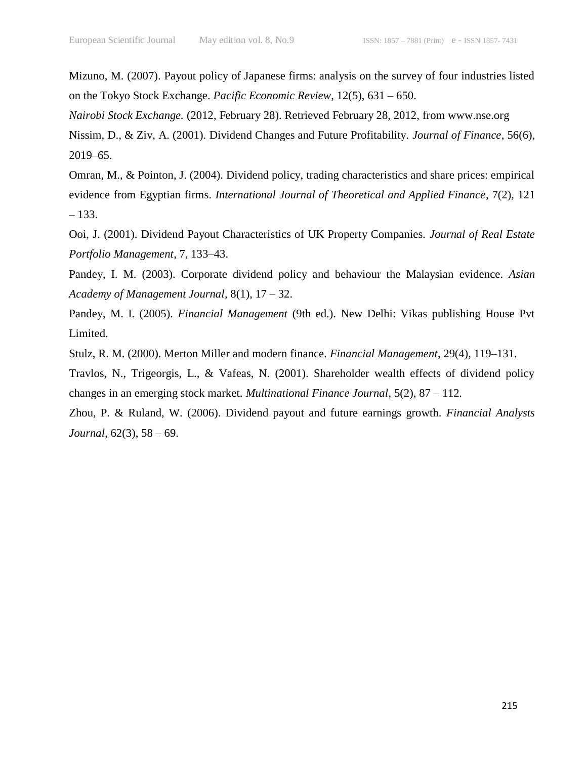Mizuno, M. (2007). Payout policy of Japanese firms: analysis on the survey of four industries listed on the Tokyo Stock Exchange. *Pacific Economic Review*, 12(5), 631 – 650.

*Nairobi Stock Exchange.* (2012, February 28). Retrieved February 28, 2012, from www.nse.org

Nissim, D., & Ziv, A. (2001). Dividend Changes and Future Profitability. *Journal of Finance*, 56(6), 2019–65.

Omran, M., & Pointon, J. (2004). Dividend policy, trading characteristics and share prices: empirical evidence from Egyptian firms. *International Journal of Theoretical and Applied Finance*, 7(2), 121 – 133.

Ooi, J. (2001). Dividend Payout Characteristics of UK Property Companies. *Journal of Real Estate Portfolio Management*, 7, 133–43.

Pandey, I. M. (2003). Corporate dividend policy and behaviour the Malaysian evidence. *Asian Academy of Management Journal*, 8(1), 17 – 32.

Pandey, M. I. (2005). *Financial Management* (9th ed.). New Delhi: Vikas publishing House Pvt Limited.

Stulz, R. M. (2000). Merton Miller and modern finance. *Financial Management*, 29(4), 119–131.

Travlos, N., Trigeorgis, L., & Vafeas, N. (2001). Shareholder wealth effects of dividend policy changes in an emerging stock market. *Multinational Finance Journal*, 5(2), 87 – 112.

Zhou, P. & Ruland, W. (2006). Dividend payout and future earnings growth. *Financial Analysts Journal*, 62(3), 58 – 69.